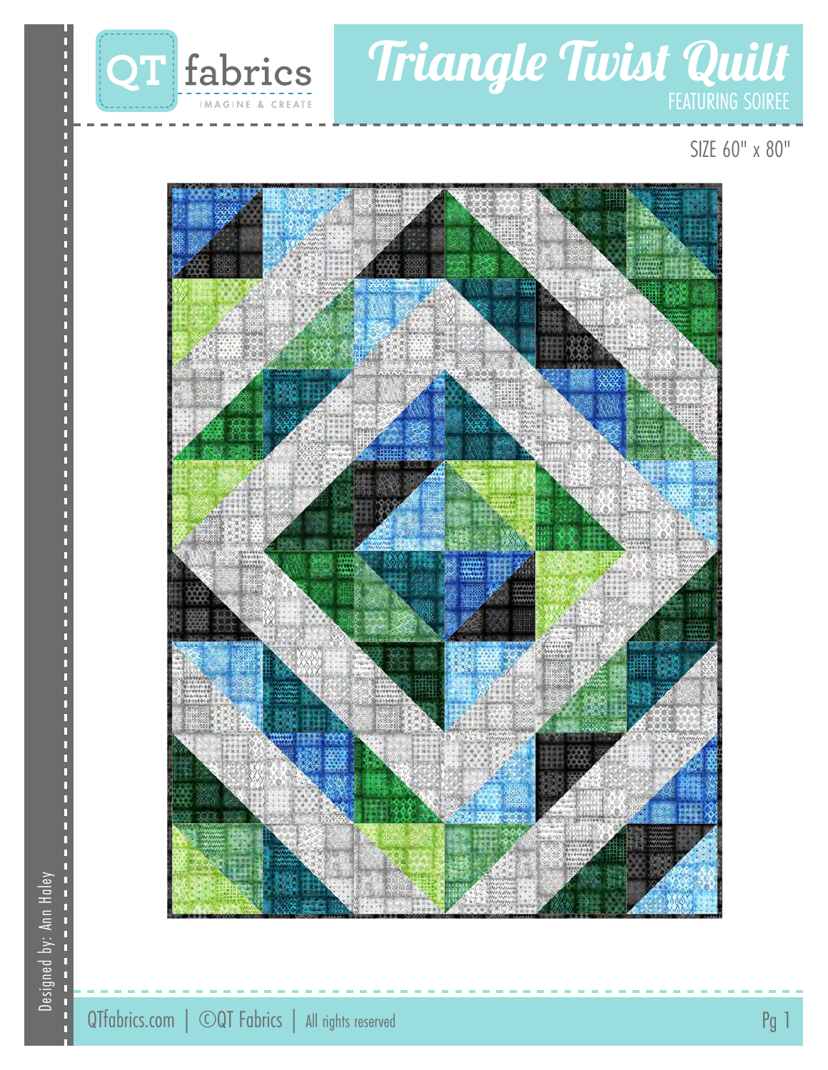# Triangle Twist Quilt

FEATURING SOIREE

SIZE 60" x 80"

Designed by: Ann Haley

QTfabrics.com | ©QT Fabrics | All rights reserved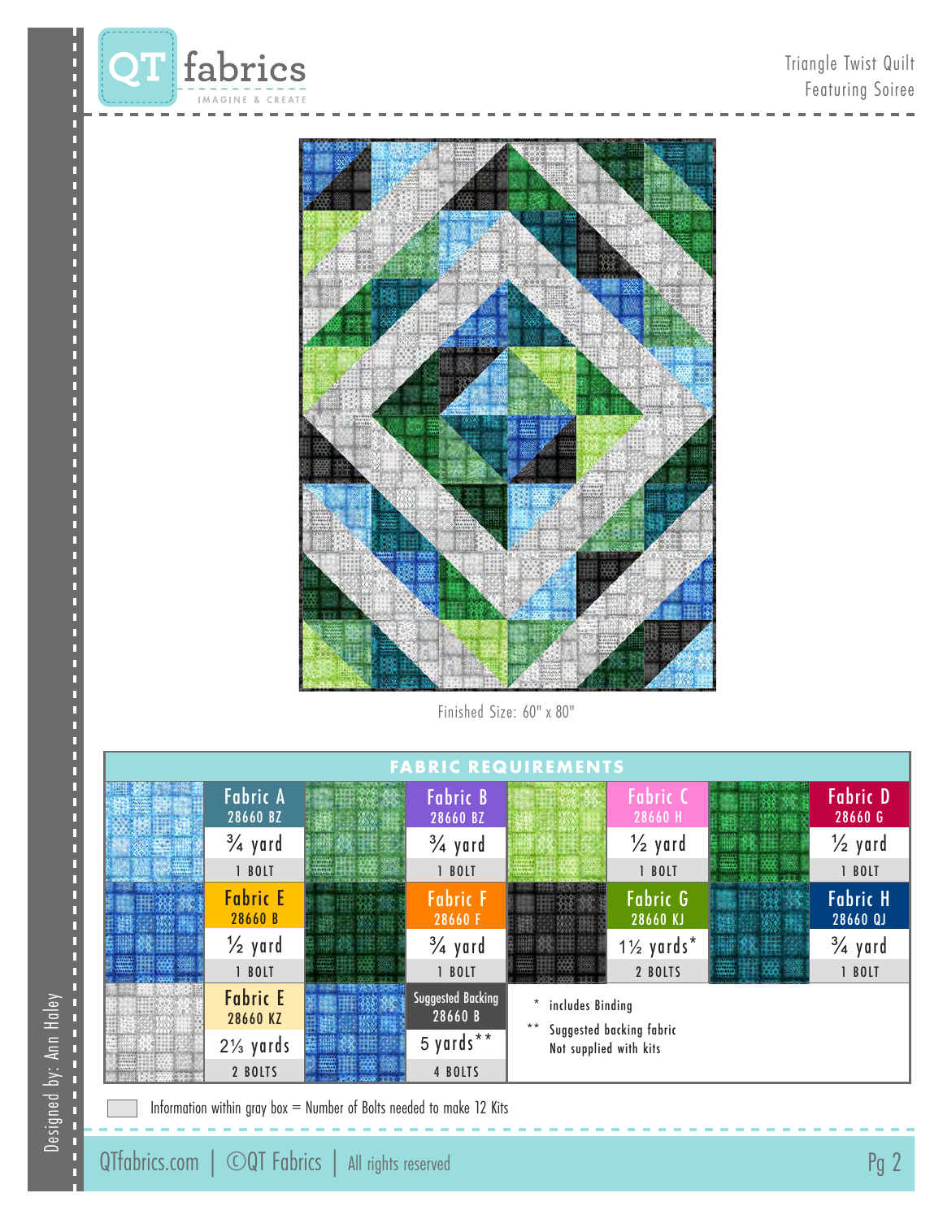Finished Size: 60" x 80"

## FABRIC REQUIREMENTS

| Fabric | Number | Yardage | Bolts |
|---|---|---|---|
| Fabric A | 28660 BZ | ¾ yard | 1 BOLT |
| Fabric B | 28660 BZ | ¾ yard | 1 BOLT |
| Fabric C | 28660 H | ½ yard | 1 BOLT |
| Fabric D | 28660 G | ½ yard | 1 BOLT |
| Fabric E | 28660 B | ½ yard | 1 BOLT |
| Fabric F | 28660 F | ¾ yard | 1 BOLT |
| Fabric G | 28660 KJ | 1½ yards* | 2 BOLTS |
| Fabric H | 28660 QJ | ¾ yard | 1 BOLT |
| Fabric E | 28660 KZ | 2⅓ yards | 2 BOLTS |
| Suggested Backing | 28660 B | 5 yards** | 4 BOLTS |

\* includes Binding

\*\* Suggested backing fabric Not supplied with kits

Information within gray box = Number of Bolts needed to make 12 Kits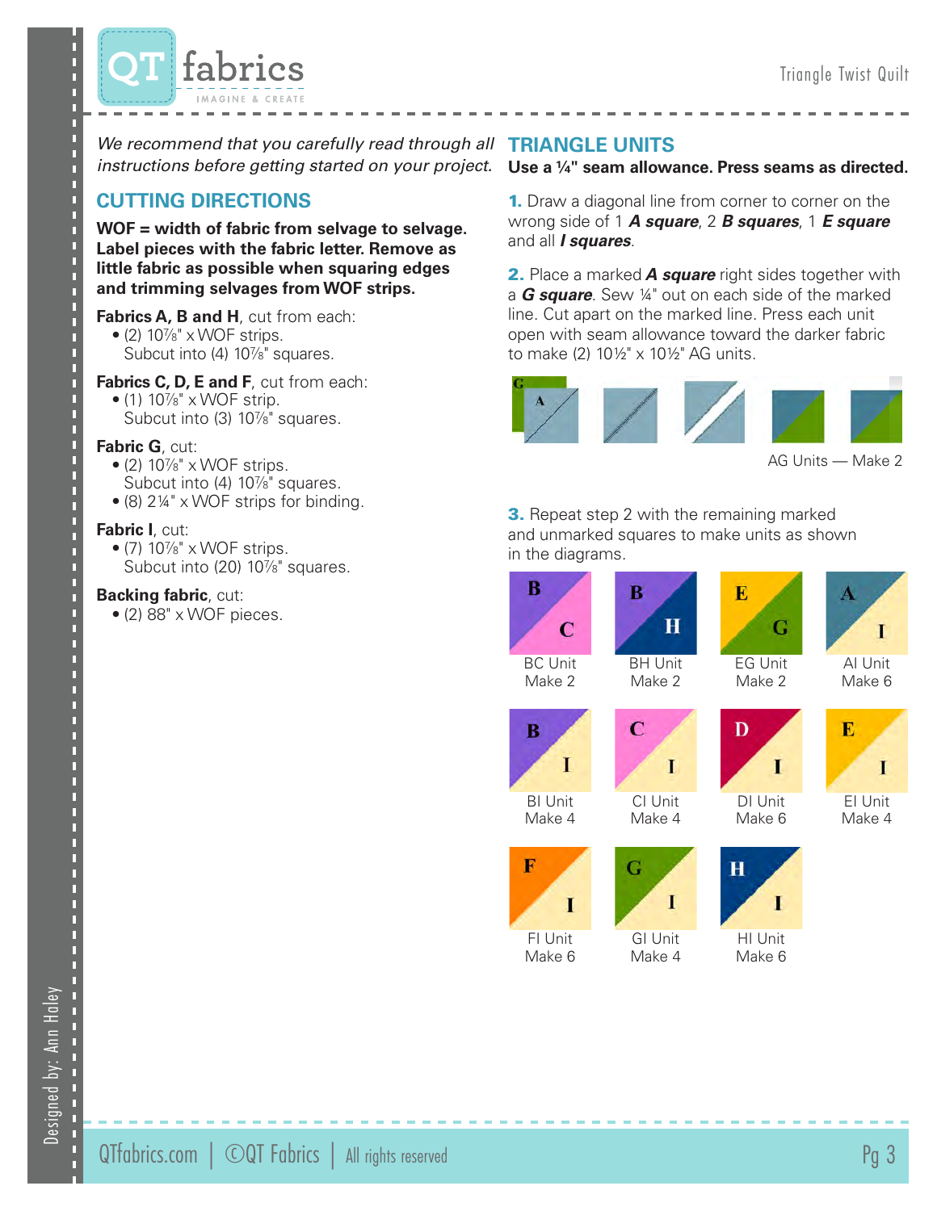*We recommend that you carefully read through all instructions before getting started on your project.*

## CUTTING DIRECTIONS

**WOF = width of fabric from selvage to selvage. Label pieces with the fabric letter. Remove as little fabric as possible when squaring edges and trimming selvages from WOF strips.**

**Fabrics A, B and H**, cut from each:
- (2) 10⅞" x WOF strips.
  Subcut into (4) 10⅞" squares.

**Fabrics C, D, E and F**, cut from each:
- (1) 10⅞" x WOF strip.
  Subcut into (3) 10⅞" squares.

**Fabric G**, cut:
- (2) 10⅞" x WOF strips.
  Subcut into (4) 10⅞" squares.
- (8) 2¼" x WOF strips for binding.

**Fabric I**, cut:
- (7) 10⅞" x WOF strips.
  Subcut into (20) 10⅞" squares.

**Backing fabric**, cut:
- (2) 88" x WOF pieces.

## TRIANGLE UNITS

**Use a ¼" seam allowance. Press seams as directed.**

**1.** Draw a diagonal line from corner to corner on the wrong side of 1 ***A square***, 2 ***B squares***, 1 ***E square*** and all ***I squares***.

**2.** Place a marked ***A square*** right sides together with a ***G square***. Sew ¼" out on each side of the marked line. Cut apart on the marked line. Press each unit open with seam allowance toward the darker fabric to make (2) 10½" x 10½" AG units.

AG Units — Make 2

**3.** Repeat step 2 with the remaining marked and unmarked squares to make units as shown in the diagrams.

BC Unit Make 2

BH Unit Make 2

EG Unit Make 2

AI Unit Make 6

BI Unit Make 4

CI Unit Make 4

DI Unit Make 6

EI Unit Make 4

FI Unit Make 6

GI Unit Make 4

HI Unit Make 6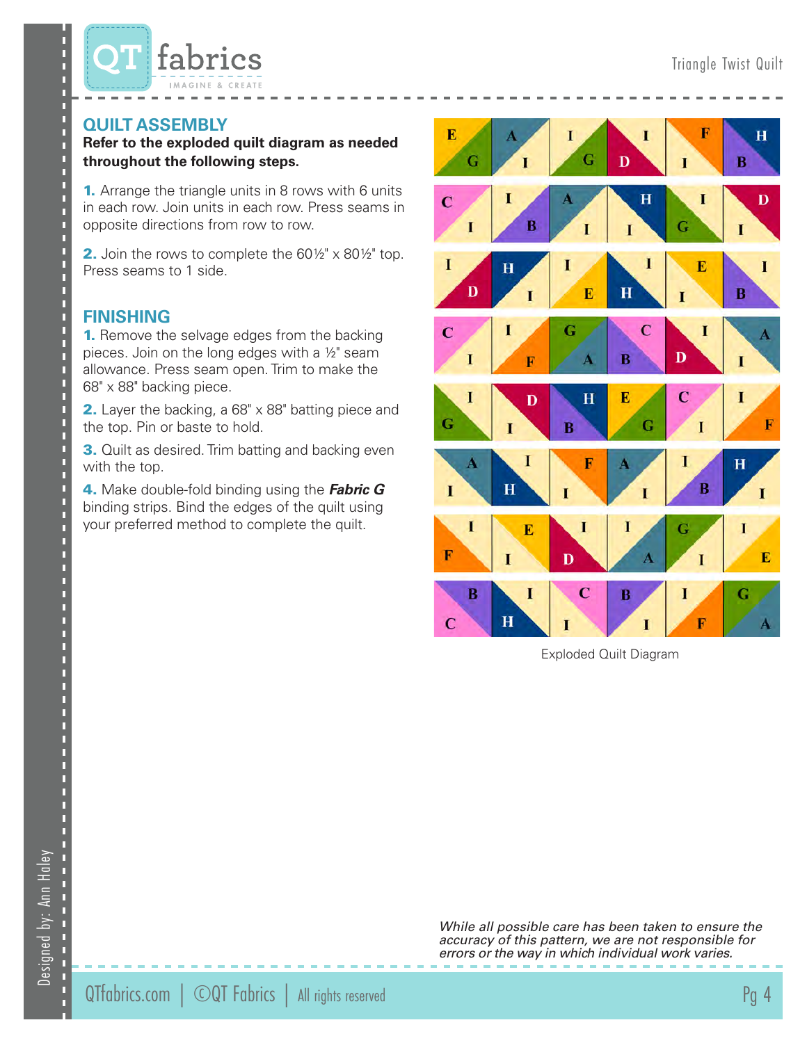## QUILT ASSEMBLY

**Refer to the exploded quilt diagram as needed throughout the following steps.**

**1.** Arrange the triangle units in 8 rows with 6 units in each row. Join units in each row. Press seams in opposite directions from row to row.

**2.** Join the rows to complete the 60½" x 80½" top. Press seams to 1 side.

## FINISHING

**1.** Remove the selvage edges from the backing pieces. Join on the long edges with a ½" seam allowance. Press seam open. Trim to make the 68" x 88" backing piece.

**2.** Layer the backing, a 68" x 88" batting piece and the top. Pin or baste to hold.

**3.** Quilt as desired. Trim batting and backing even with the top.

**4.** Make double-fold binding using the ***Fabric G*** binding strips. Bind the edges of the quilt using your preferred method to complete the quilt.

E G A I I G I D F I H B
C I I B A I H I I G D I
I D H I I E I H E I I B
C I I F G A C B I D A I
I G D I H B E G C I I F
A I I H F I A I I B H I
I F E I I D I A G I I E
B C I H C I B I I F G A

Exploded Quilt Diagram

*While all possible care has been taken to ensure the accuracy of this pattern, we are not responsible for errors or the way in which individual work varies.*